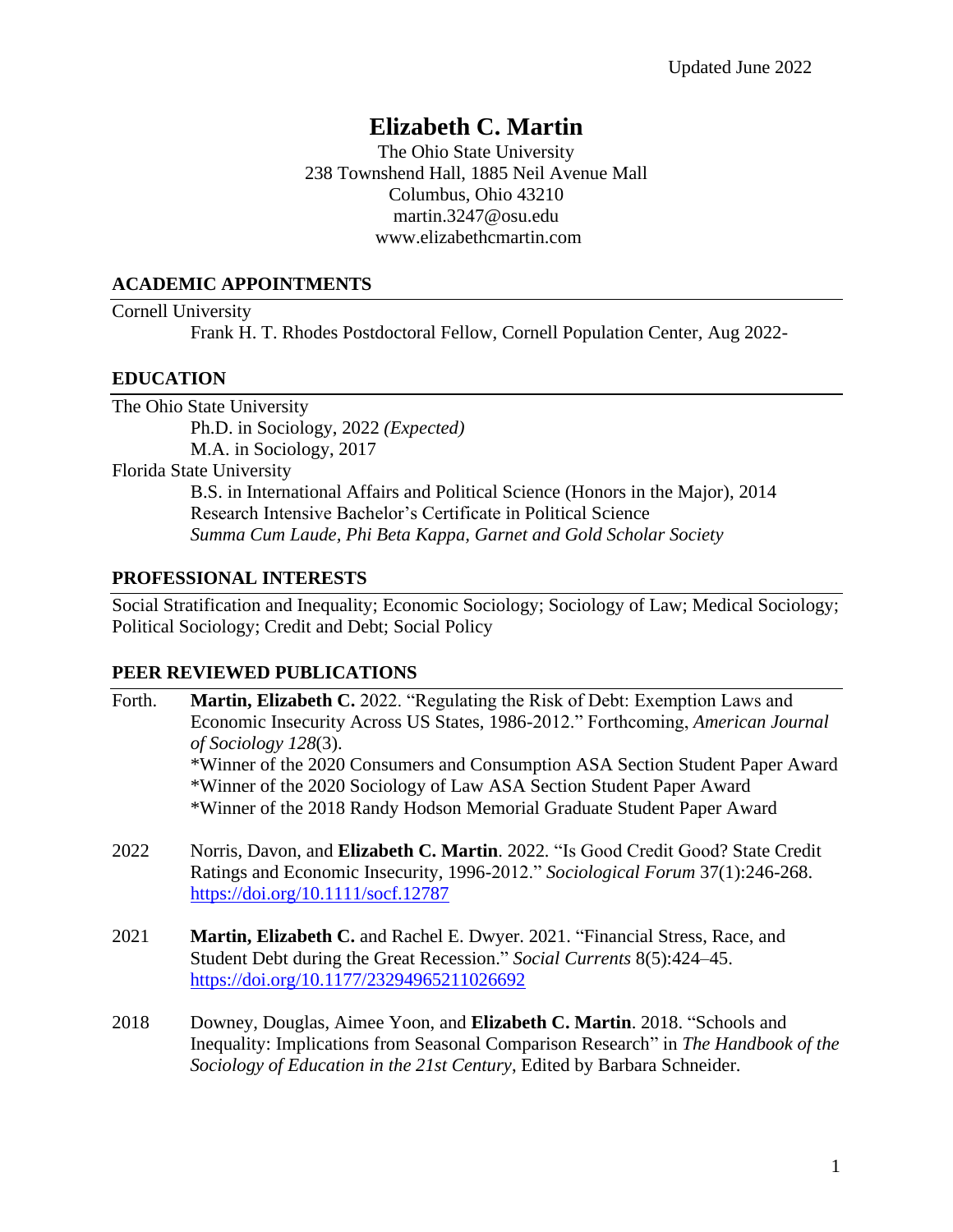Updated June 2022

# Elizabeth C. Martin

The Ohio State University
238 Townshend Hall, 1885 Neil Avenue Mall
Columbus, Ohio 43210
martin.3247@osu.edu
www.elizabethcmartin.com

## ACADEMIC APPOINTMENTS

Cornell University
Frank H. T. Rhodes Postdoctoral Fellow, Cornell Population Center, Aug 2022-

## EDUCATION

The Ohio State University
Ph.D. in Sociology, 2022 *(Expected)*
M.A. in Sociology, 2017

Florida State University
B.S. in International Affairs and Political Science (Honors in the Major), 2014
Research Intensive Bachelor's Certificate in Political Science
*Summa Cum Laude, Phi Beta Kappa, Garnet and Gold Scholar Society*

## PROFESSIONAL INTERESTS

Social Stratification and Inequality; Economic Sociology; Sociology of Law; Medical Sociology; Political Sociology; Credit and Debt; Social Policy

## PEER REVIEWED PUBLICATIONS

Forth. **Martin, Elizabeth C.** 2022. "Regulating the Risk of Debt: Exemption Laws and Economic Insecurity Across US States, 1986-2012." Forthcoming, *American Journal of Sociology 128*(3).
*Winner of the 2020 Consumers and Consumption ASA Section Student Paper Award
*Winner of the 2020 Sociology of Law ASA Section Student Paper Award
*Winner of the 2018 Randy Hodson Memorial Graduate Student Paper Award

2022 Norris, Davon, and **Elizabeth C. Martin**. 2022. "Is Good Credit Good? State Credit Ratings and Economic Insecurity, 1996-2012." *Sociological Forum* 37(1):246-268. https://doi.org/10.1111/socf.12787

2021 **Martin, Elizabeth C.** and Rachel E. Dwyer. 2021. "Financial Stress, Race, and Student Debt during the Great Recession." *Social Currents* 8(5):424–45. https://doi.org/10.1177/23294965211026692

2018 Downey, Douglas, Aimee Yoon, and **Elizabeth C. Martin**. 2018. "Schools and Inequality: Implications from Seasonal Comparison Research" in *The Handbook of the Sociology of Education in the 21st Century*, Edited by Barbara Schneider.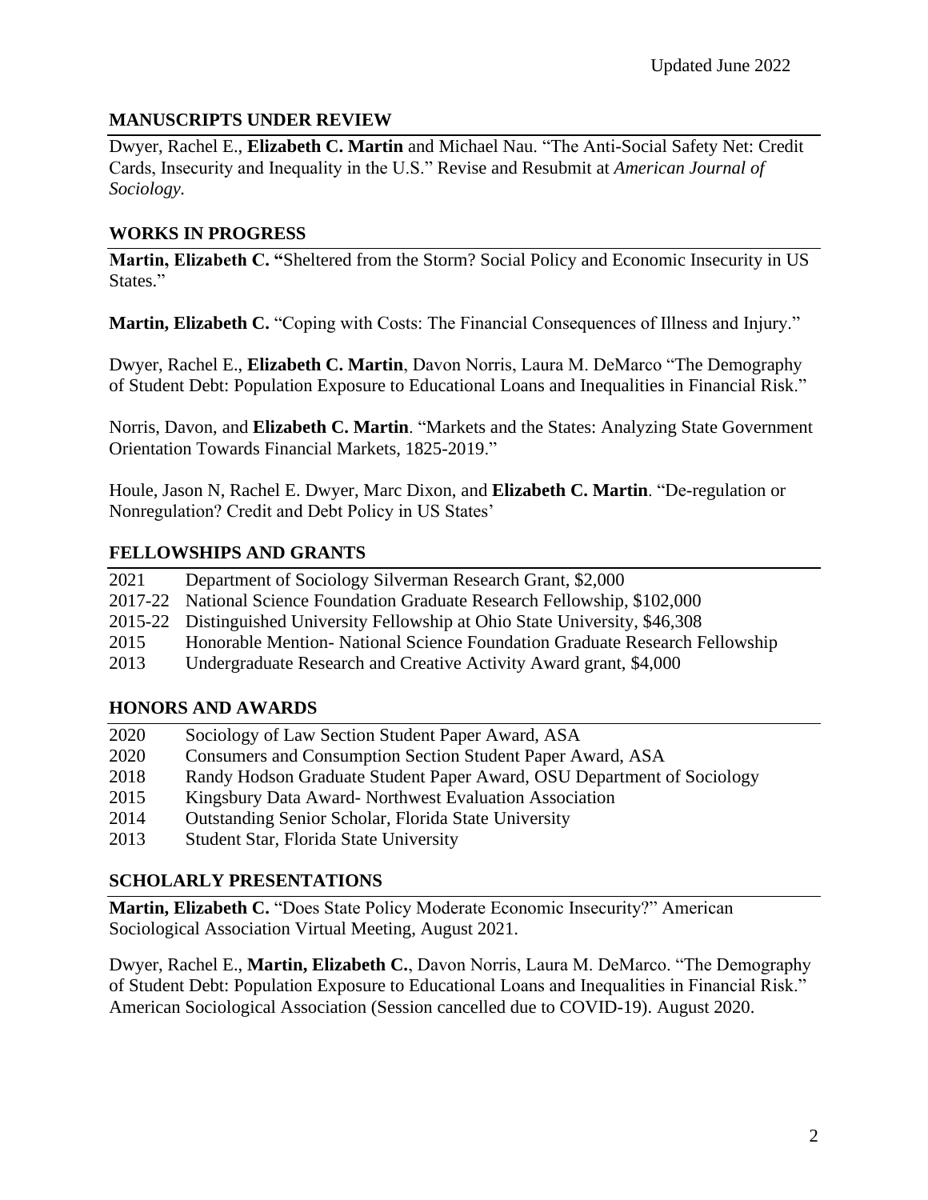Updated June 2022

## MANUSCRIPTS UNDER REVIEW

Dwyer, Rachel E., **Elizabeth C. Martin** and Michael Nau. "The Anti-Social Safety Net: Credit Cards, Insecurity and Inequality in the U.S." Revise and Resubmit at *American Journal of Sociology.*

## WORKS IN PROGRESS

**Martin, Elizabeth C. "**Sheltered from the Storm? Social Policy and Economic Insecurity in US States."

**Martin, Elizabeth C.** "Coping with Costs: The Financial Consequences of Illness and Injury."

Dwyer, Rachel E., **Elizabeth C. Martin**, Davon Norris, Laura M. DeMarco "The Demography of Student Debt: Population Exposure to Educational Loans and Inequalities in Financial Risk."

Norris, Davon, and **Elizabeth C. Martin**. "Markets and the States: Analyzing State Government Orientation Towards Financial Markets, 1825-2019."

Houle, Jason N, Rachel E. Dwyer, Marc Dixon, and **Elizabeth C. Martin**. "De-regulation or Nonregulation? Credit and Debt Policy in US States'

## FELLOWSHIPS AND GRANTS

| | |
|---|---|
| 2021 | Department of Sociology Silverman Research Grant, $2,000 |
| 2017-22 | National Science Foundation Graduate Research Fellowship, $102,000 |
| 2015-22 | Distinguished University Fellowship at Ohio State University, $46,308 |
| 2015 | Honorable Mention- National Science Foundation Graduate Research Fellowship |
| 2013 | Undergraduate Research and Creative Activity Award grant, $4,000 |

## HONORS AND AWARDS

| | |
|---|---|
| 2020 | Sociology of Law Section Student Paper Award, ASA |
| 2020 | Consumers and Consumption Section Student Paper Award, ASA |
| 2018 | Randy Hodson Graduate Student Paper Award, OSU Department of Sociology |
| 2015 | Kingsbury Data Award- Northwest Evaluation Association |
| 2014 | Outstanding Senior Scholar, Florida State University |
| 2013 | Student Star, Florida State University |

## SCHOLARLY PRESENTATIONS

**Martin, Elizabeth C.** "Does State Policy Moderate Economic Insecurity?" American Sociological Association Virtual Meeting, August 2021.

Dwyer, Rachel E., **Martin, Elizabeth C.**, Davon Norris, Laura M. DeMarco. "The Demography of Student Debt: Population Exposure to Educational Loans and Inequalities in Financial Risk." American Sociological Association (Session cancelled due to COVID-19). August 2020.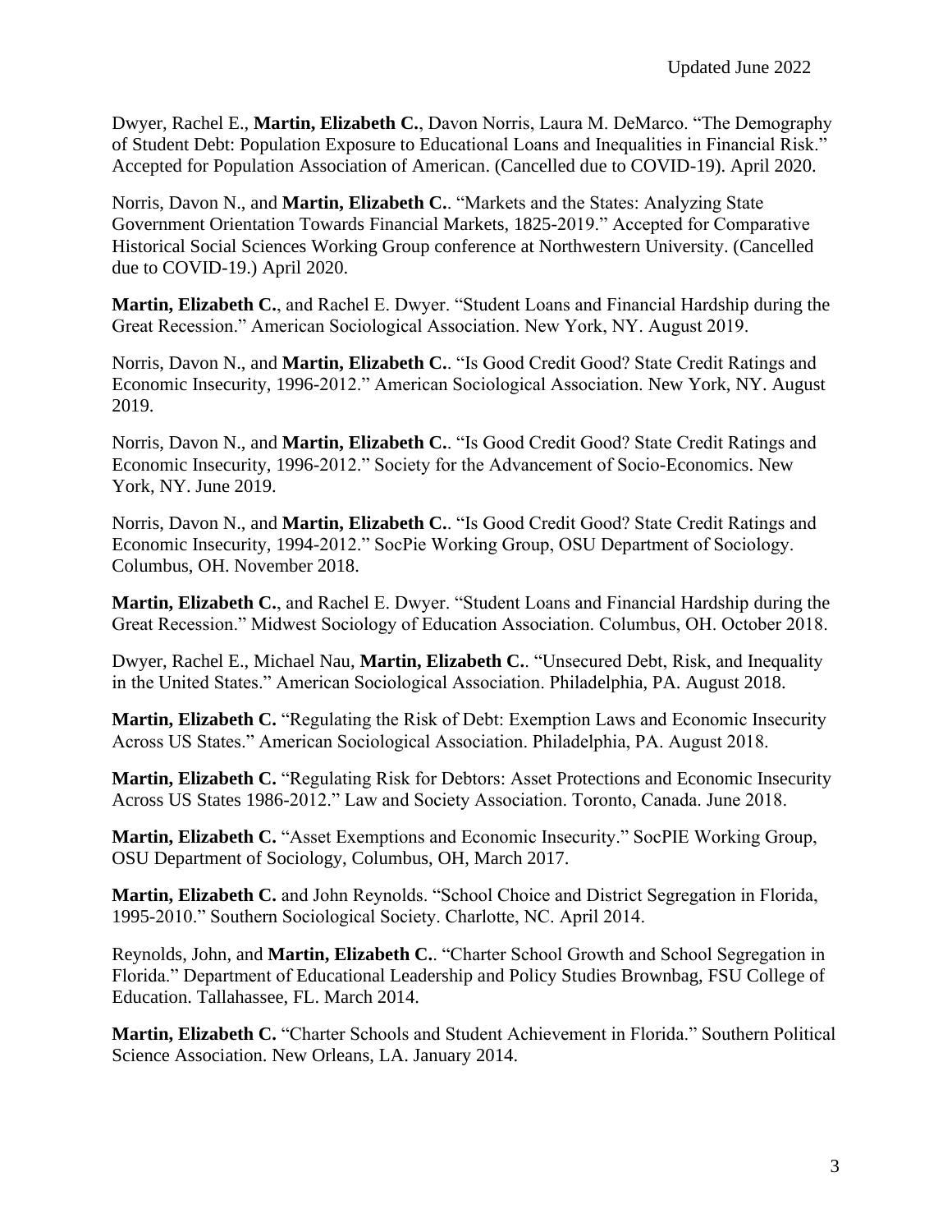Dwyer, Rachel E., **Martin, Elizabeth C.**, Davon Norris, Laura M. DeMarco. "The Demography of Student Debt: Population Exposure to Educational Loans and Inequalities in Financial Risk." Accepted for Population Association of American. (Cancelled due to COVID-19). April 2020.

Norris, Davon N., and **Martin, Elizabeth C.**. "Markets and the States: Analyzing State Government Orientation Towards Financial Markets, 1825-2019." Accepted for Comparative Historical Social Sciences Working Group conference at Northwestern University. (Cancelled due to COVID-19.) April 2020.

**Martin, Elizabeth C.**, and Rachel E. Dwyer. "Student Loans and Financial Hardship during the Great Recession." American Sociological Association. New York, NY. August 2019.

Norris, Davon N., and **Martin, Elizabeth C.**. "Is Good Credit Good? State Credit Ratings and Economic Insecurity, 1996-2012." American Sociological Association. New York, NY. August 2019.

Norris, Davon N., and **Martin, Elizabeth C.**. "Is Good Credit Good? State Credit Ratings and Economic Insecurity, 1996-2012." Society for the Advancement of Socio-Economics. New York, NY. June 2019.

Norris, Davon N., and **Martin, Elizabeth C.**. "Is Good Credit Good? State Credit Ratings and Economic Insecurity, 1994-2012." SocPie Working Group, OSU Department of Sociology. Columbus, OH. November 2018.

**Martin, Elizabeth C.**, and Rachel E. Dwyer. "Student Loans and Financial Hardship during the Great Recession." Midwest Sociology of Education Association. Columbus, OH. October 2018.

Dwyer, Rachel E., Michael Nau, **Martin, Elizabeth C.**. "Unsecured Debt, Risk, and Inequality in the United States." American Sociological Association. Philadelphia, PA. August 2018.

**Martin, Elizabeth C.** "Regulating the Risk of Debt: Exemption Laws and Economic Insecurity Across US States." American Sociological Association. Philadelphia, PA. August 2018.

**Martin, Elizabeth C.** "Regulating Risk for Debtors: Asset Protections and Economic Insecurity Across US States 1986-2012." Law and Society Association. Toronto, Canada. June 2018.

**Martin, Elizabeth C.** "Asset Exemptions and Economic Insecurity." SocPIE Working Group, OSU Department of Sociology, Columbus, OH, March 2017.

**Martin, Elizabeth C.** and John Reynolds. "School Choice and District Segregation in Florida, 1995-2010." Southern Sociological Society. Charlotte, NC. April 2014.

Reynolds, John, and **Martin, Elizabeth C.**. "Charter School Growth and School Segregation in Florida." Department of Educational Leadership and Policy Studies Brownbag, FSU College of Education. Tallahassee, FL. March 2014.

**Martin, Elizabeth C.** "Charter Schools and Student Achievement in Florida." Southern Political Science Association. New Orleans, LA. January 2014.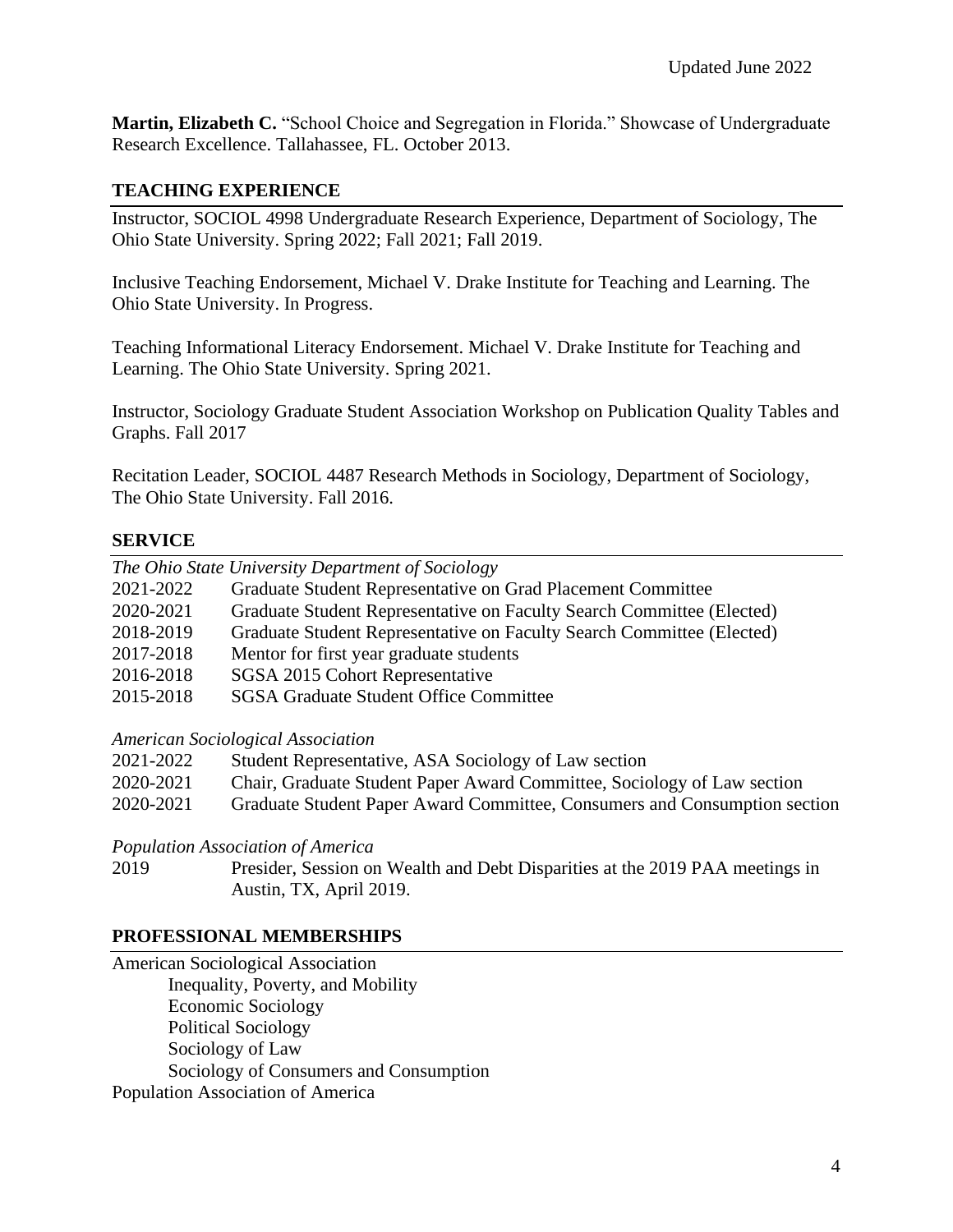**Martin, Elizabeth C.** "School Choice and Segregation in Florida." Showcase of Undergraduate Research Excellence. Tallahassee, FL. October 2013.

## TEACHING EXPERIENCE

Instructor, SOCIOL 4998 Undergraduate Research Experience, Department of Sociology, The Ohio State University. Spring 2022; Fall 2021; Fall 2019.

Inclusive Teaching Endorsement, Michael V. Drake Institute for Teaching and Learning. The Ohio State University. In Progress.

Teaching Informational Literacy Endorsement. Michael V. Drake Institute for Teaching and Learning. The Ohio State University. Spring 2021.

Instructor, Sociology Graduate Student Association Workshop on Publication Quality Tables and Graphs. Fall 2017

Recitation Leader, SOCIOL 4487 Research Methods in Sociology, Department of Sociology, The Ohio State University. Fall 2016.

## SERVICE

*The Ohio State University Department of Sociology*

2021-2022 Graduate Student Representative on Grad Placement Committee
2020-2021 Graduate Student Representative on Faculty Search Committee (Elected)
2018-2019 Graduate Student Representative on Faculty Search Committee (Elected)
2017-2018 Mentor for first year graduate students
2016-2018 SGSA 2015 Cohort Representative
2015-2018 SGSA Graduate Student Office Committee

*American Sociological Association*

2021-2022 Student Representative, ASA Sociology of Law section
2020-2021 Chair, Graduate Student Paper Award Committee, Sociology of Law section
2020-2021 Graduate Student Paper Award Committee, Consumers and Consumption section

*Population Association of America*

2019 Presider, Session on Wealth and Debt Disparities at the 2019 PAA meetings in Austin, TX, April 2019.

## PROFESSIONAL MEMBERSHIPS

American Sociological Association
- Inequality, Poverty, and Mobility
- Economic Sociology
- Political Sociology
- Sociology of Law
- Sociology of Consumers and Consumption

Population Association of America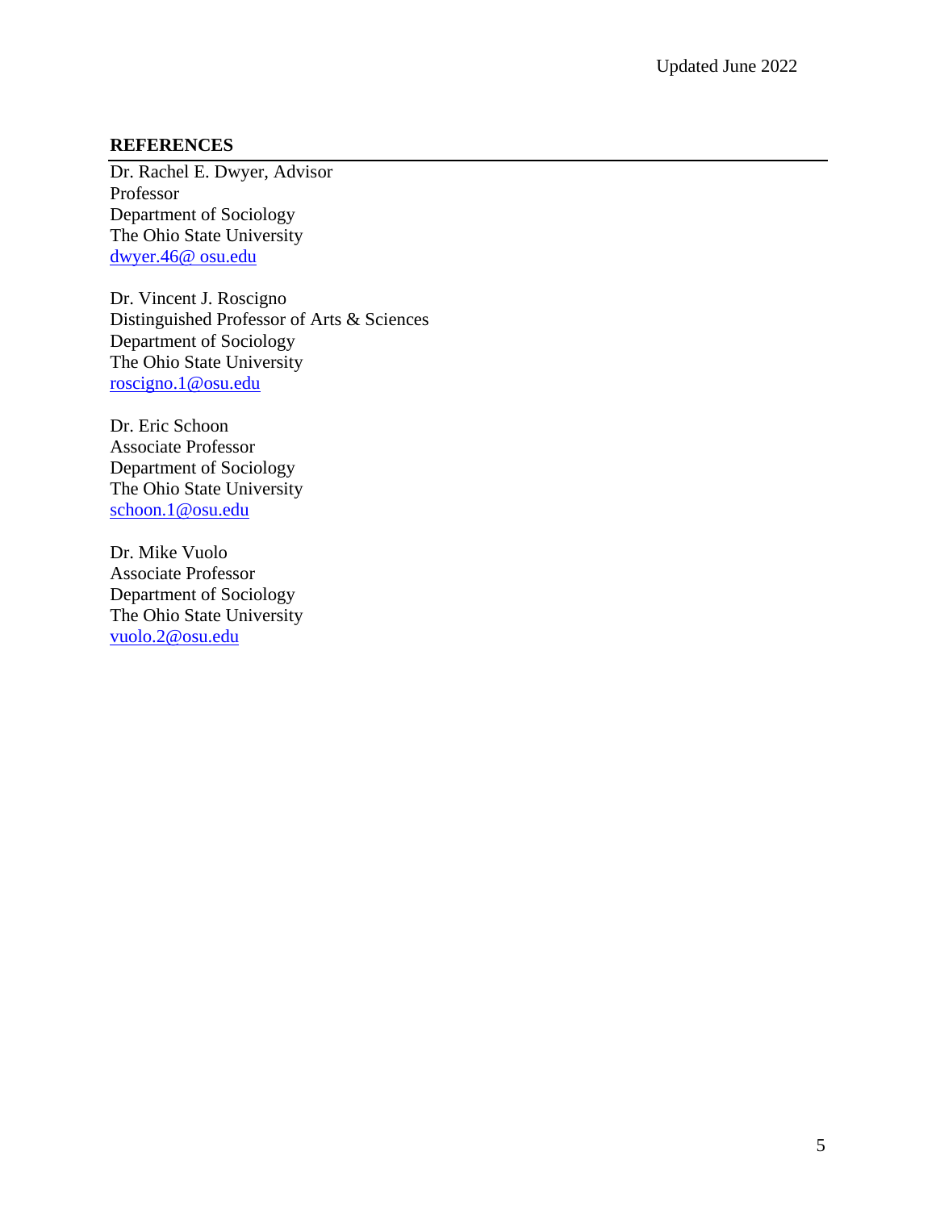## REFERENCES

Dr. Rachel E. Dwyer, Advisor
Professor
Department of Sociology
The Ohio State University
dwyer.46@ osu.edu

Dr. Vincent J. Roscigno
Distinguished Professor of Arts & Sciences
Department of Sociology
The Ohio State University
roscigno.1@osu.edu

Dr. Eric Schoon
Associate Professor
Department of Sociology
The Ohio State University
schoon.1@osu.edu

Dr. Mike Vuolo
Associate Professor
Department of Sociology
The Ohio State University
vuolo.2@osu.edu